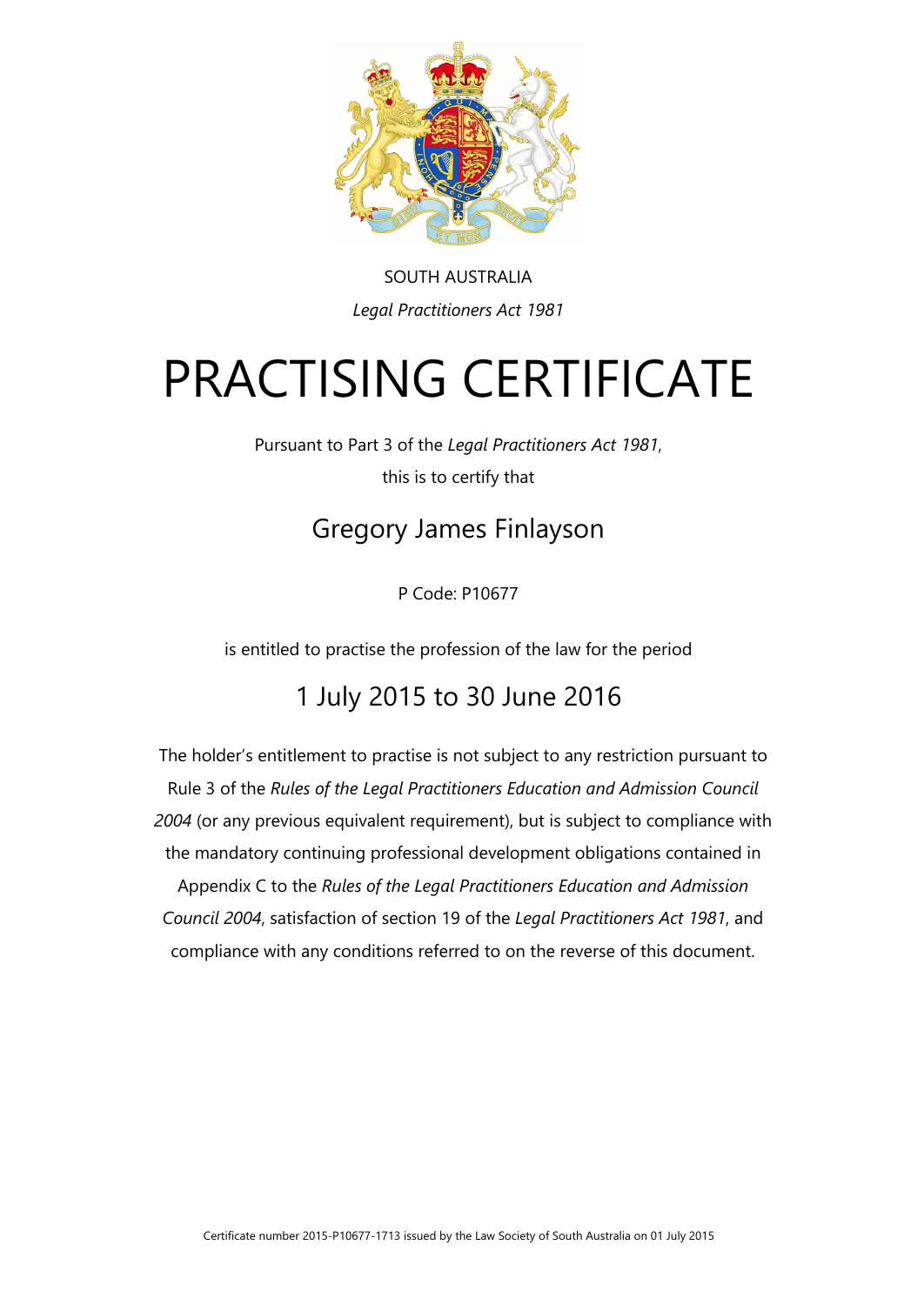SOUTH AUSTRALIA

*Legal Practitioners Act 1981*

# PRACTISING CERTIFICATE

Pursuant to Part 3 of the *Legal Practitioners Act 1981*,

this is to certify that

## Gregory James Finlayson

P Code: P10677

is entitled to practise the profession of the law for the period

## 1 July 2015 to 30 June 2016

The holder's entitlement to practise is not subject to any restriction pursuant to Rule 3 of the *Rules of the Legal Practitioners Education and Admission Council 2004* (or any previous equivalent requirement), but is subject to compliance with the mandatory continuing professional development obligations contained in Appendix C to the *Rules of the Legal Practitioners Education and Admission Council 2004*, satisfaction of section 19 of the *Legal Practitioners Act 1981*, and compliance with any conditions referred to on the reverse of this document.

Certificate number 2015-P10677-1713 issued by the Law Society of South Australia on 01 July 2015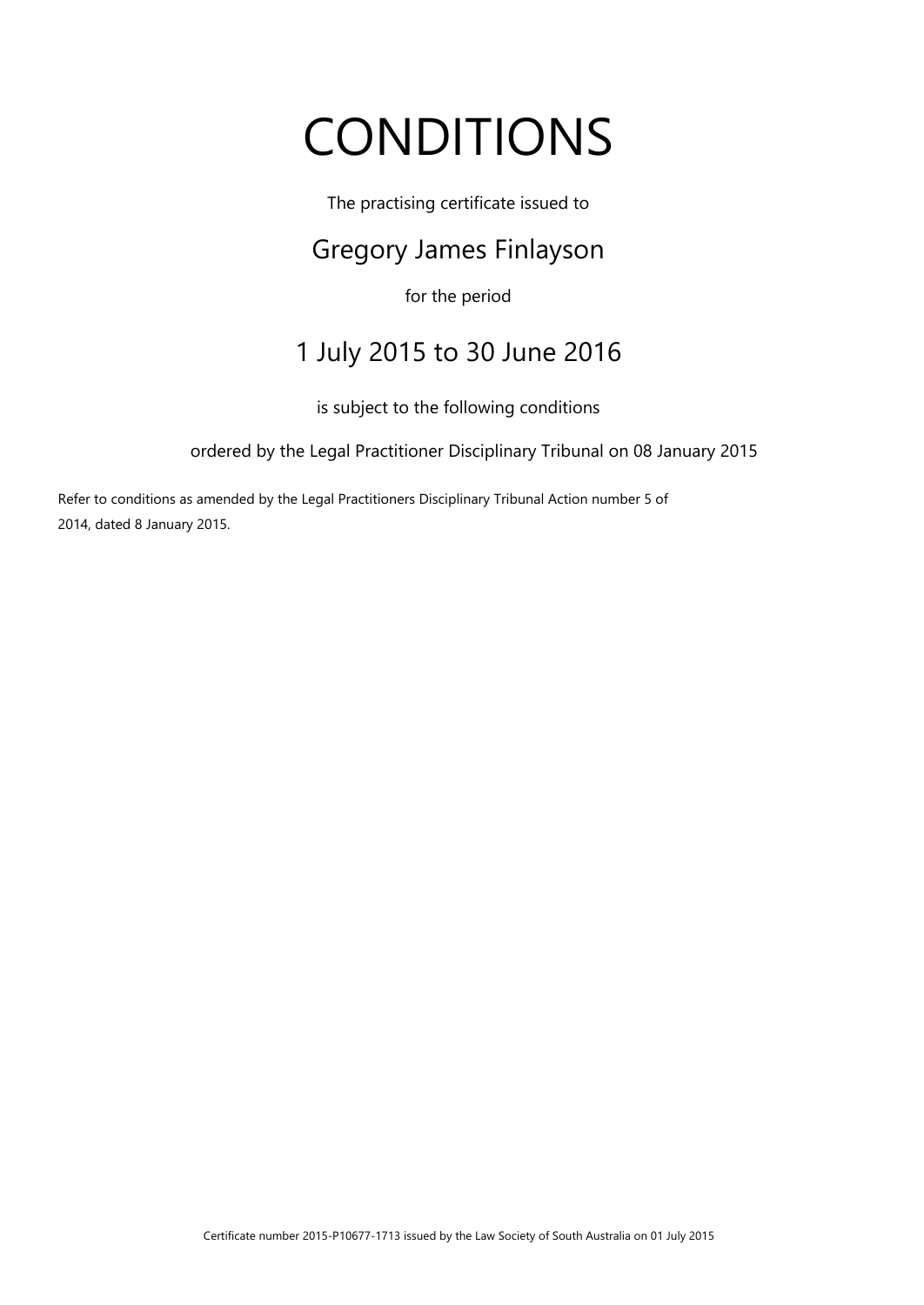# CONDITIONS

The practising certificate issued to

## Gregory James Finlayson

for the period

## 1 July 2015 to 30 June 2016

is subject to the following conditions

ordered by the Legal Practitioner Disciplinary Tribunal on 08 January 2015

Refer to conditions as amended by the Legal Practitioners Disciplinary Tribunal Action number 5 of 2014, dated 8 January 2015.

Certificate number 2015-P10677-1713 issued by the Law Society of South Australia on 01 July 2015